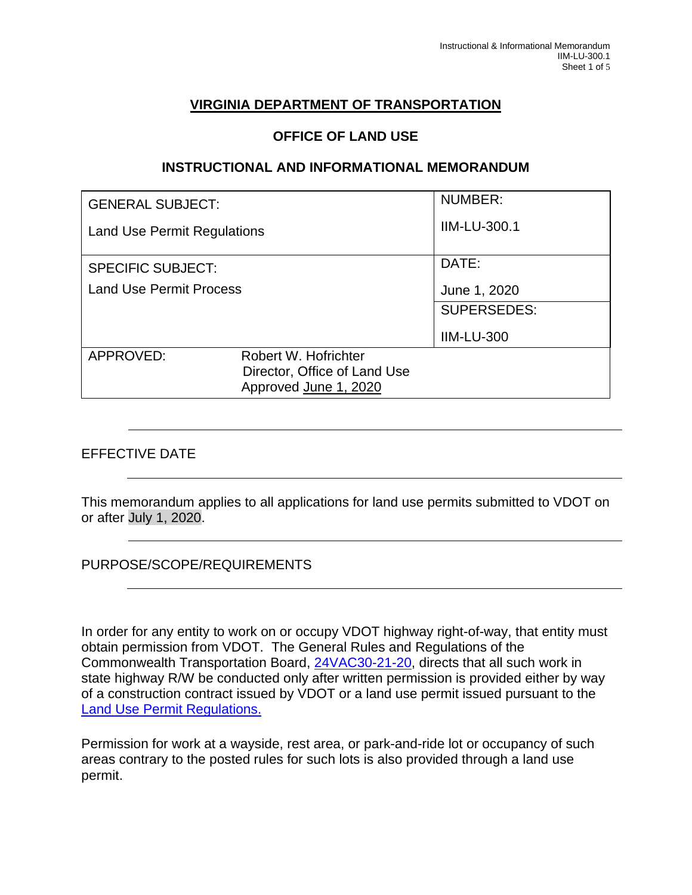# VIRGINIA DEPARTMENT OF TRANSPORTATION

## OFFICE OF LAND USE

## INSTRUCTIONAL AND INFORMATIONAL MEMORANDUM

| GENERAL SUBJECT: Land Use Permit Regulations | | NUMBER: IIM-LU-300.1 |
|---|---|---|
| SPECIFIC SUBJECT: Land Use Permit Process | | DATE: June 1, 2020 |
| | | SUPERSEDES: IIM-LU-300 |
| APPROVED: | Robert W. Hofrichter<br>Director, Office of Land Use<br>Approved June 1, 2020 | |

## EFFECTIVE DATE

This memorandum applies to all applications for land use permits submitted to VDOT on or after July 1, 2020.

## PURPOSE/SCOPE/REQUIREMENTS

In order for any entity to work on or occupy VDOT highway right-of-way, that entity must obtain permission from VDOT. The General Rules and Regulations of the Commonwealth Transportation Board, 24VAC30-21-20, directs that all such work in state highway R/W be conducted only after written permission is provided either by way of a construction contract issued by VDOT or a land use permit issued pursuant to the Land Use Permit Regulations.

Permission for work at a wayside, rest area, or park-and-ride lot or occupancy of such areas contrary to the posted rules for such lots is also provided through a land use permit.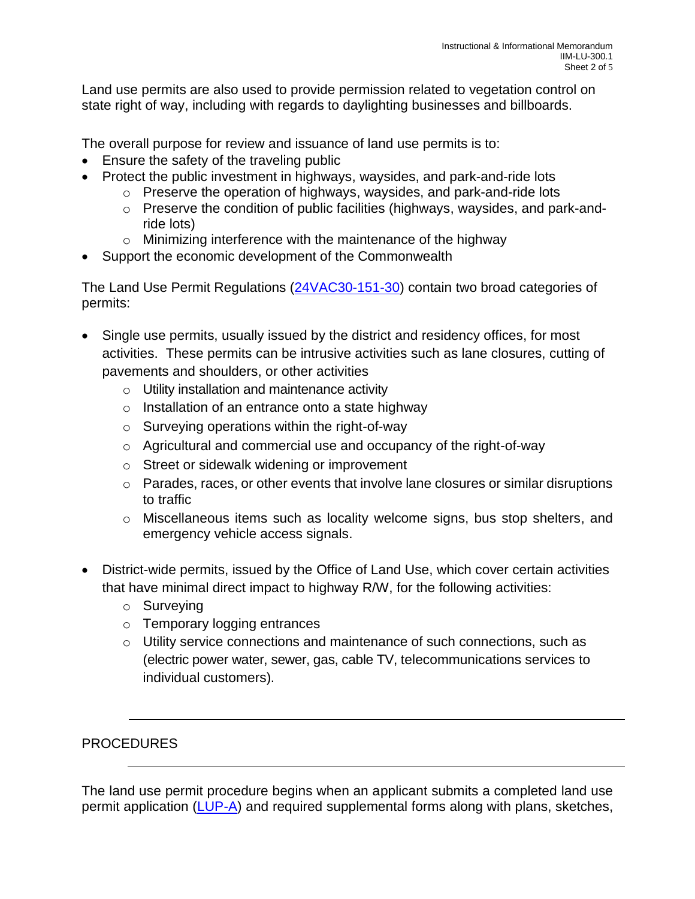Land use permits are also used to provide permission related to vegetation control on state right of way, including with regards to daylighting businesses and billboards.

The overall purpose for review and issuance of land use permits is to:

- Ensure the safety of the traveling public
- Protect the public investment in highways, waysides, and park-and-ride lots
  - Preserve the operation of highways, waysides, and park-and-ride lots
  - Preserve the condition of public facilities (highways, waysides, and park-and-ride lots)
  - Minimizing interference with the maintenance of the highway
- Support the economic development of the Commonwealth

The Land Use Permit Regulations (24VAC30-151-30) contain two broad categories of permits:

- Single use permits, usually issued by the district and residency offices, for most activities. These permits can be intrusive activities such as lane closures, cutting of pavements and shoulders, or other activities
  - Utility installation and maintenance activity
  - Installation of an entrance onto a state highway
  - Surveying operations within the right-of-way
  - Agricultural and commercial use and occupancy of the right-of-way
  - Street or sidewalk widening or improvement
  - Parades, races, or other events that involve lane closures or similar disruptions to traffic
  - Miscellaneous items such as locality welcome signs, bus stop shelters, and emergency vehicle access signals.

- District-wide permits, issued by the Office of Land Use, which cover certain activities that have minimal direct impact to highway R/W, for the following activities:
  - Surveying
  - Temporary logging entrances
  - Utility service connections and maintenance of such connections, such as (electric power water, sewer, gas, cable TV, telecommunications services to individual customers).

---

## PROCEDURES

---

The land use permit procedure begins when an applicant submits a completed land use permit application (LUP-A) and required supplemental forms along with plans, sketches,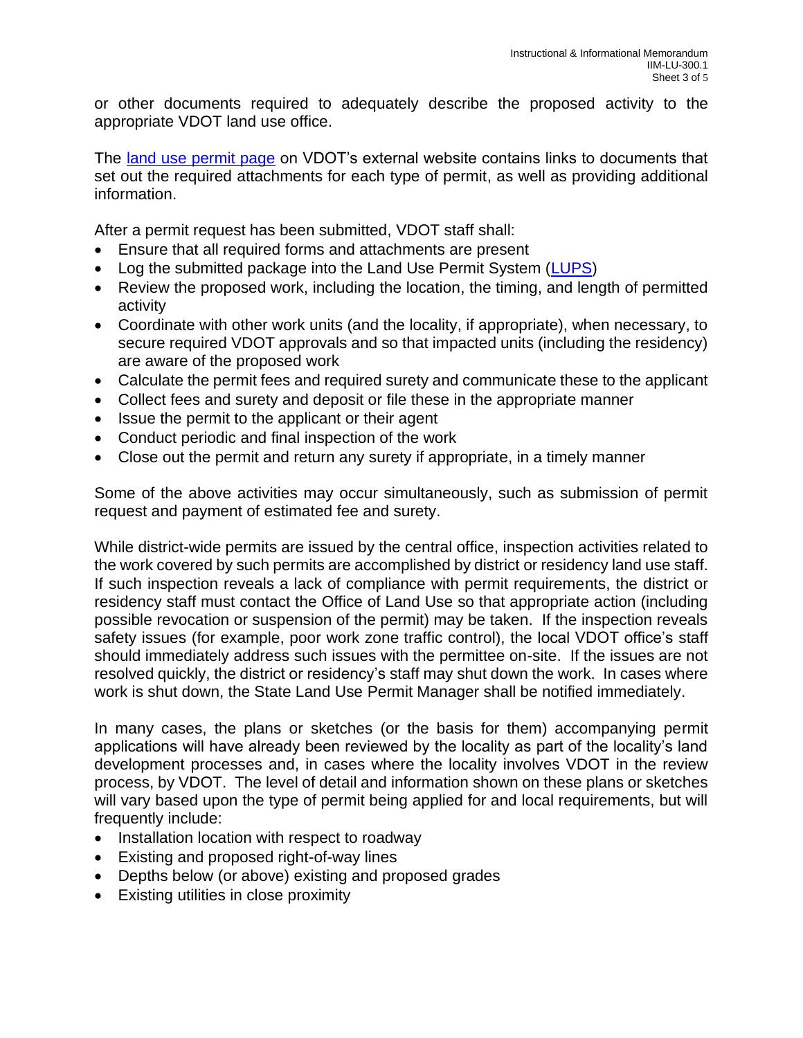or other documents required to adequately describe the proposed activity to the appropriate VDOT land use office.

The [land use permit page](#) on VDOT's external website contains links to documents that set out the required attachments for each type of permit, as well as providing additional information.

After a permit request has been submitted, VDOT staff shall:

- Ensure that all required forms and attachments are present
- Log the submitted package into the Land Use Permit System ([LUPS](#))
- Review the proposed work, including the location, the timing, and length of permitted activity
- Coordinate with other work units (and the locality, if appropriate), when necessary, to secure required VDOT approvals and so that impacted units (including the residency) are aware of the proposed work
- Calculate the permit fees and required surety and communicate these to the applicant
- Collect fees and surety and deposit or file these in the appropriate manner
- Issue the permit to the applicant or their agent
- Conduct periodic and final inspection of the work
- Close out the permit and return any surety if appropriate, in a timely manner

Some of the above activities may occur simultaneously, such as submission of permit request and payment of estimated fee and surety.

While district-wide permits are issued by the central office, inspection activities related to the work covered by such permits are accomplished by district or residency land use staff. If such inspection reveals a lack of compliance with permit requirements, the district or residency staff must contact the Office of Land Use so that appropriate action (including possible revocation or suspension of the permit) may be taken. If the inspection reveals safety issues (for example, poor work zone traffic control), the local VDOT office's staff should immediately address such issues with the permittee on-site. If the issues are not resolved quickly, the district or residency's staff may shut down the work. In cases where work is shut down, the State Land Use Permit Manager shall be notified immediately.

In many cases, the plans or sketches (or the basis for them) accompanying permit applications will have already been reviewed by the locality as part of the locality's land development processes and, in cases where the locality involves VDOT in the review process, by VDOT. The level of detail and information shown on these plans or sketches will vary based upon the type of permit being applied for and local requirements, but will frequently include:

- Installation location with respect to roadway
- Existing and proposed right-of-way lines
- Depths below (or above) existing and proposed grades
- Existing utilities in close proximity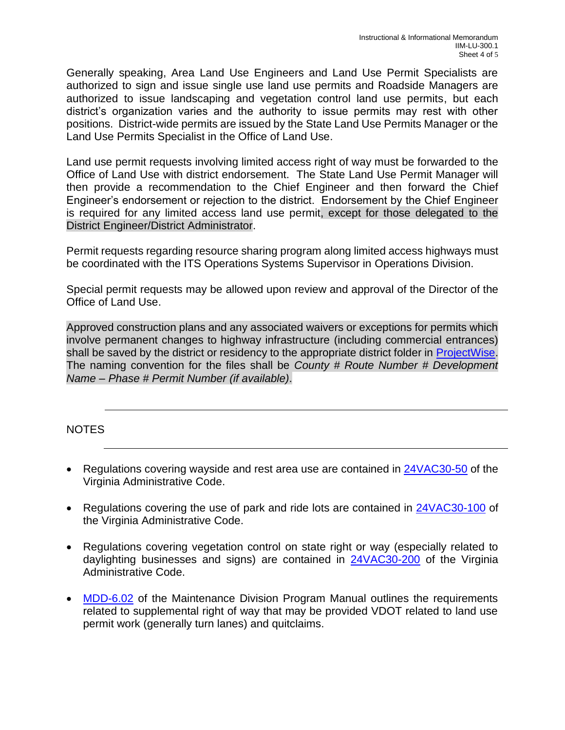Generally speaking, Area Land Use Engineers and Land Use Permit Specialists are authorized to sign and issue single use land use permits and Roadside Managers are authorized to issue landscaping and vegetation control land use permits, but each district's organization varies and the authority to issue permits may rest with other positions. District-wide permits are issued by the State Land Use Permits Manager or the Land Use Permits Specialist in the Office of Land Use.

Land use permit requests involving limited access right of way must be forwarded to the Office of Land Use with district endorsement. The State Land Use Permit Manager will then provide a recommendation to the Chief Engineer and then forward the Chief Engineer's endorsement or rejection to the district. Endorsement by the Chief Engineer is required for any limited access land use permit, except for those delegated to the District Engineer/District Administrator.

Permit requests regarding resource sharing program along limited access highways must be coordinated with the ITS Operations Systems Supervisor in Operations Division.

Special permit requests may be allowed upon review and approval of the Director of the Office of Land Use.

Approved construction plans and any associated waivers or exceptions for permits which involve permanent changes to highway infrastructure (including commercial entrances) shall be saved by the district or residency to the appropriate district folder in ProjectWise. The naming convention for the files shall be *County # Route Number # Development Name – Phase # Permit Number (if available)*.

---

NOTES

---

- Regulations covering wayside and rest area use are contained in 24VAC30-50 of the Virginia Administrative Code.
- Regulations covering the use of park and ride lots are contained in 24VAC30-100 of the Virginia Administrative Code.
- Regulations covering vegetation control on state right or way (especially related to daylighting businesses and signs) are contained in 24VAC30-200 of the Virginia Administrative Code.
- MDD-6.02 of the Maintenance Division Program Manual outlines the requirements related to supplemental right of way that may be provided VDOT related to land use permit work (generally turn lanes) and quitclaims.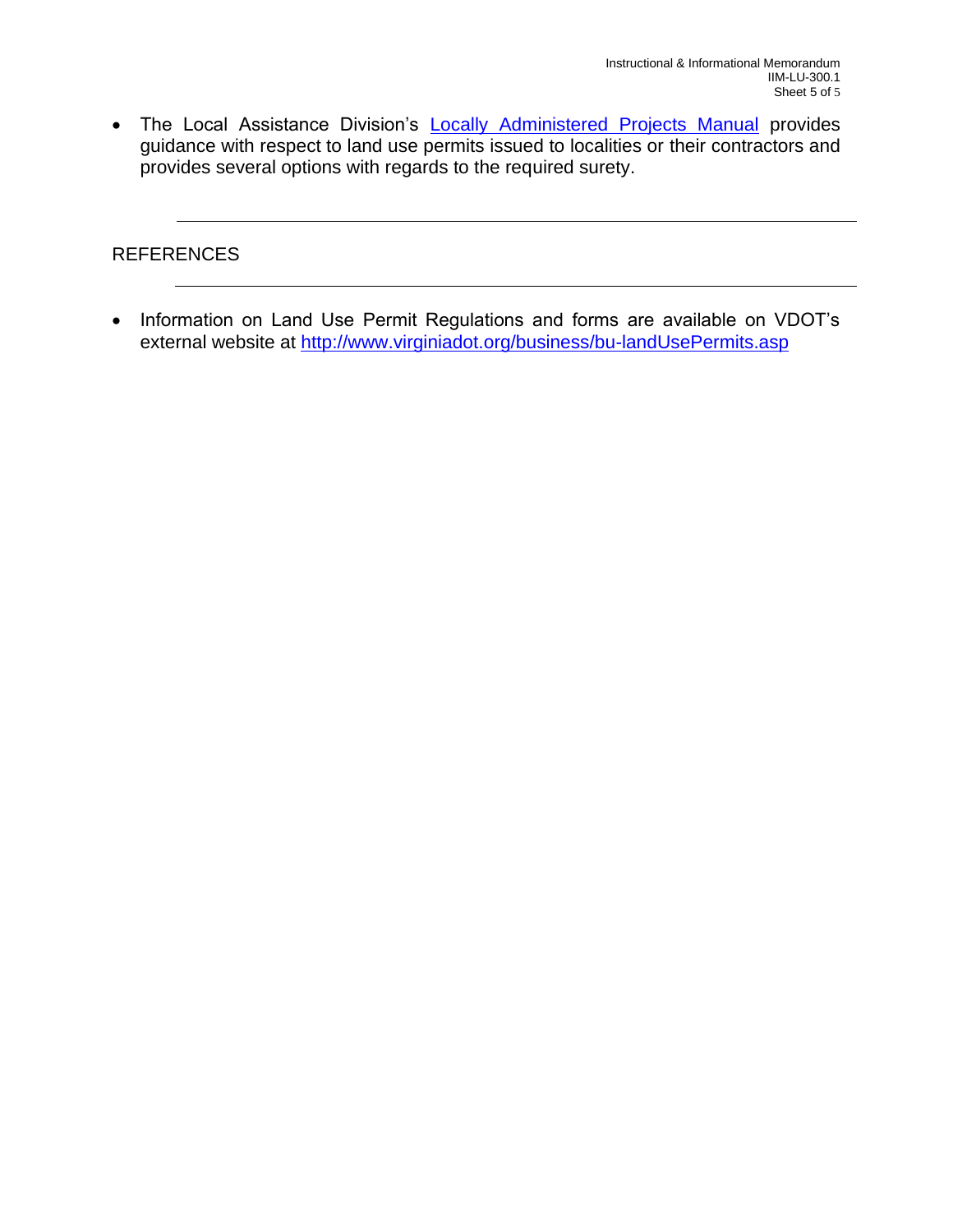- The Local Assistance Division's Locally Administered Projects Manual provides guidance with respect to land use permits issued to localities or their contractors and provides several options with regards to the required surety.

---

## REFERENCES

---

- Information on Land Use Permit Regulations and forms are available on VDOT's external website at http://www.virginiadot.org/business/bu-landUsePermits.asp